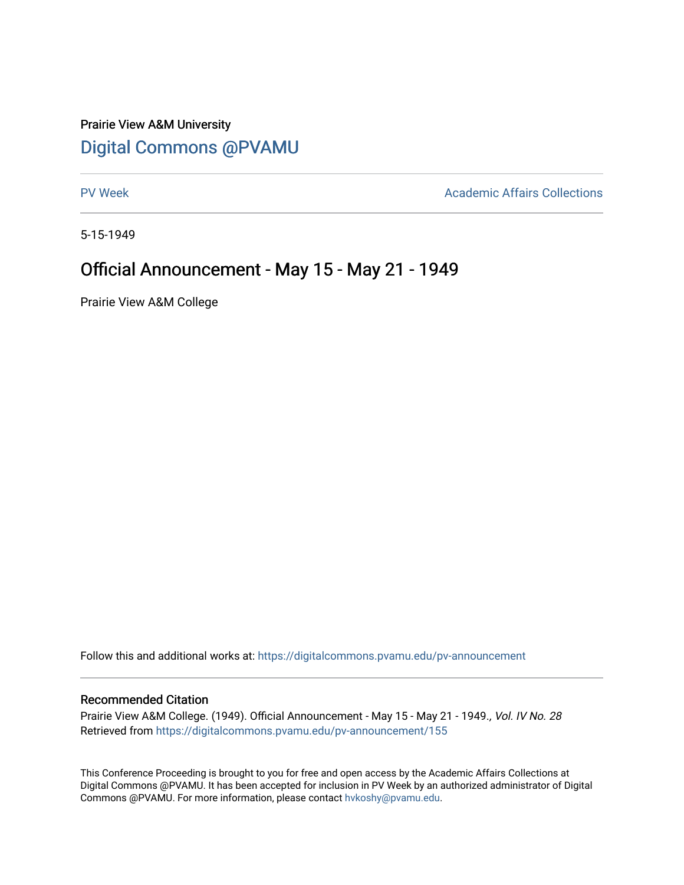Prairie View A&M University

# Digital Commons @PVAMU

PV Week | Academic Affairs Collections

5-15-1949

# Official Announcement - May 15 - May 21 - 1949

Prairie View A&M College

Follow this and additional works at: https://digitalcommons.pvamu.edu/pv-announcement

## Recommended Citation

Prairie View A&M College. (1949). Official Announcement - May 15 - May 21 - 1949., *Vol. IV No. 28*
Retrieved from https://digitalcommons.pvamu.edu/pv-announcement/155

This Conference Proceeding is brought to you for free and open access by the Academic Affairs Collections at Digital Commons @PVAMU. It has been accepted for inclusion in PV Week by an authorized administrator of Digital Commons @PVAMU. For more information, please contact hvkoshy@pvamu.edu.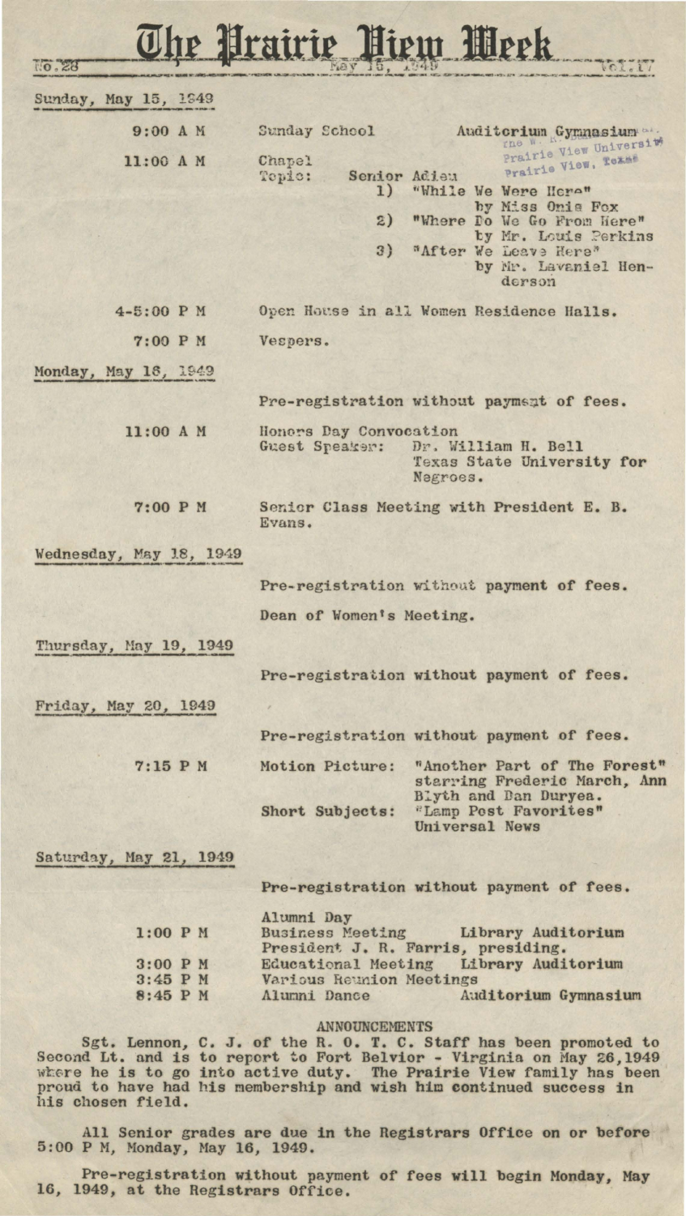# The Prairie View Week

No. 28 — May 15, 1949 — Vol. 17

**Sunday, May 15, 1949**

| | | |
|---|---|---|
| 9:00 A M | Sunday School | Auditorium Gymnasium |
| 11:00 A M | Chapel | |
| | Topic: Senior Adieu | |
| | 1) "While We Were Here" by Miss Onia Fox | |
| | 2) "Where Do We Go From Here" by Mr. Louis Perkins | |
| | 3) "After We Leave Here" by Mr. Lavaniel Henderson | |
| 4-5:00 P M | Open House in all Women Residence Halls. | |
| 7:00 P M | Vespers. | |

**Monday, May 16, 1949**

Pre-registration without payment of fees.

| | |
|---|---|
| 11:00 A M | Honors Day Convocation<br>Guest Speaker: Dr. William H. Bell, Texas State University for Negroes. |
| 7:00 P M | Senior Class Meeting with President E. B. Evans. |

**Wednesday, May 18, 1949**

Pre-registration without payment of fees.

Dean of Women's Meeting.

**Thursday, May 19, 1949**

Pre-registration without payment of fees.

**Friday, May 20, 1949**

Pre-registration without payment of fees.

| | |
|---|---|
| 7:15 P M | Motion Picture: "Another Part of The Forest" starring Frederic March, Ann Blyth and Dan Duryea.<br>Short Subjects: "Lamp Post Favorites" Universal News |

**Saturday, May 21, 1949**

Pre-registration without payment of fees.

Alumni Day

| | | |
|---|---|---|
| 1:00 P M | Business Meeting<br>President J. R. Farris, presiding. | Library Auditorium |
| 3:00 P M | Educational Meeting | Library Auditorium |
| 3:45 P M | Various Reunion Meetings | |
| 8:45 P M | Alumni Dance | Auditorium Gymnasium |

## ANNOUNCEMENTS

Sgt. Lennon, C. J. of the R. O. T. C. Staff has been promoted to Second Lt. and is to report to Fort Belvior - Virginia on May 26, 1949 where he is to go into active duty. The Prairie View family has been proud to have had his membership and wish him continued success in his chosen field.

All Senior grades are due in the Registrars Office on or before 5:00 P M, Monday, May 16, 1949.

Pre-registration without payment of fees will begin Monday, May 16, 1949, at the Registrars Office.